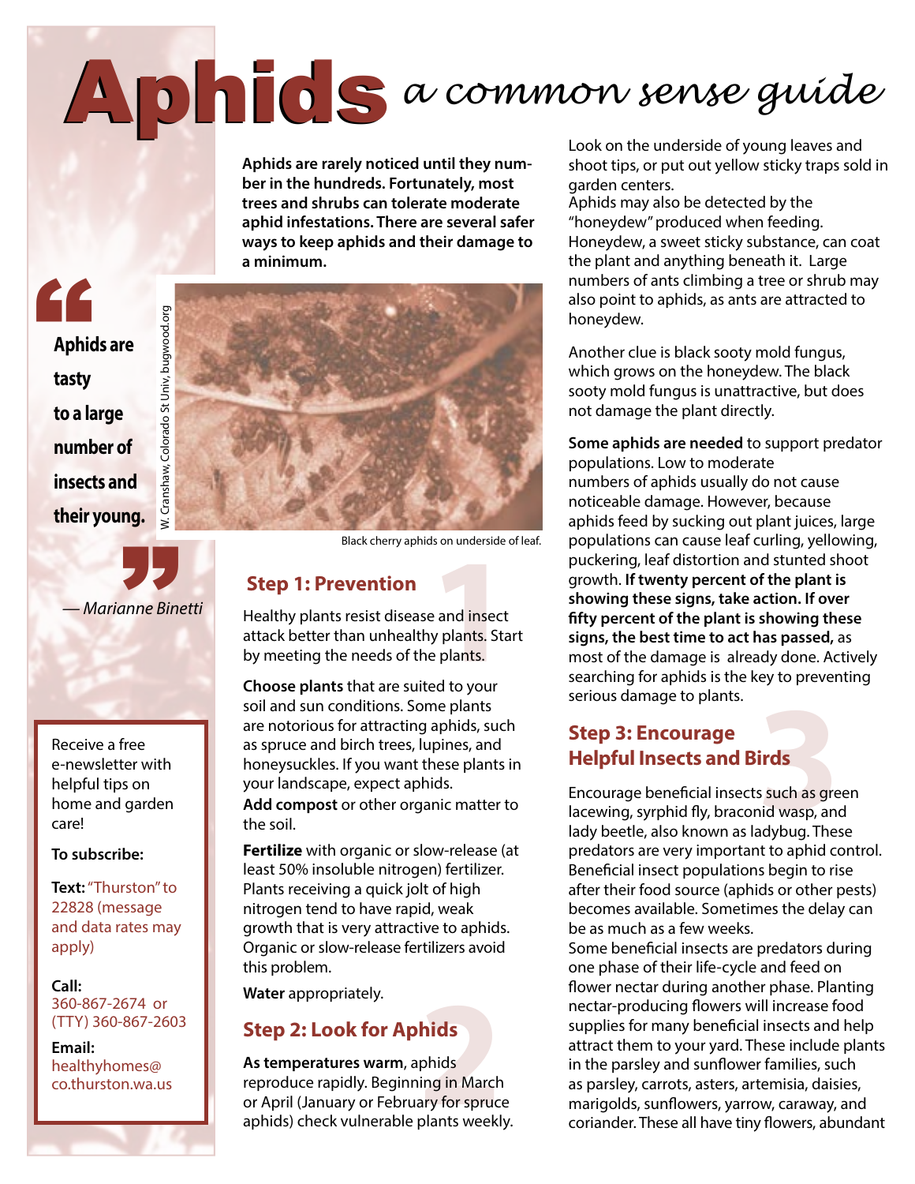# Aphids *a common sense guide*

**Aphids are rarely noticed until they number in the hundreds. Fortunately, most trees and shrubs can tolerate moderate aphid infestations. There are several safer ways to keep aphids and their damage to a minimum.**

> **Aphids are tasty to a large number of insects and their young.**
>
> *— Marianne Binetti*

W. Cranshaw, Colorado St Univ, bugwood.org

Black cherry aphids on underside of leaf.

Receive a free e-newsletter with helpful tips on home and garden care!

**To subscribe:**

**Text:** "Thurston" to 22828 (message and data rates may apply)

**Call:**
360-867-2674 or (TTY) 360-867-2603

**Email:**
healthyhomes@co.thurston.wa.us

## Step 1: Prevention

Healthy plants resist disease and insect attack better than unhealthy plants. Start by meeting the needs of the plants.

**Choose plants** that are suited to your soil and sun conditions. Some plants are notorious for attracting aphids, such as spruce and birch trees, lupines, and honeysuckles. If you want these plants in your landscape, expect aphids.

**Add compost** or other organic matter to the soil.

**Fertilize** with organic or slow-release (at least 50% insoluble nitrogen) fertilizer. Plants receiving a quick jolt of high nitrogen tend to have rapid, weak growth that is very attractive to aphids. Organic or slow-release fertilizers avoid this problem.

**Water** appropriately.

## Step 2: Look for Aphids

**As temperatures warm**, aphids reproduce rapidly. Beginning in March or April (January or February for spruce aphids) check vulnerable plants weekly. Look on the underside of young leaves and shoot tips, or put out yellow sticky traps sold in garden centers.

Aphids may also be detected by the "honeydew" produced when feeding. Honeydew, a sweet sticky substance, can coat the plant and anything beneath it. Large numbers of ants climbing a tree or shrub may also point to aphids, as ants are attracted to honeydew.

Another clue is black sooty mold fungus, which grows on the honeydew. The black sooty mold fungus is unattractive, but does not damage the plant directly.

**Some aphids are needed** to support predator populations. Low to moderate numbers of aphids usually do not cause noticeable damage. However, because aphids feed by sucking out plant juices, large populations can cause leaf curling, yellowing, puckering, leaf distortion and stunted shoot growth. **If twenty percent of the plant is showing these signs, take action. If over fifty percent of the plant is showing these signs, the best time to act has passed,** as most of the damage is already done. Actively searching for aphids is the key to preventing serious damage to plants.

## Step 3: Encourage Helpful Insects and Birds

Encourage beneficial insects such as green lacewing, syrphid fly, braconid wasp, and lady beetle, also known as ladybug. These predators are very important to aphid control. Beneficial insect populations begin to rise after their food source (aphids or other pests) becomes available. Sometimes the delay can be as much as a few weeks.

Some beneficial insects are predators during one phase of their life-cycle and feed on flower nectar during another phase. Planting nectar-producing flowers will increase food supplies for many beneficial insects and help attract them to your yard. These include plants in the parsley and sunflower families, such as parsley, carrots, asters, artemisia, daisies, marigolds, sunflowers, yarrow, caraway, and coriander. These all have tiny flowers, abundant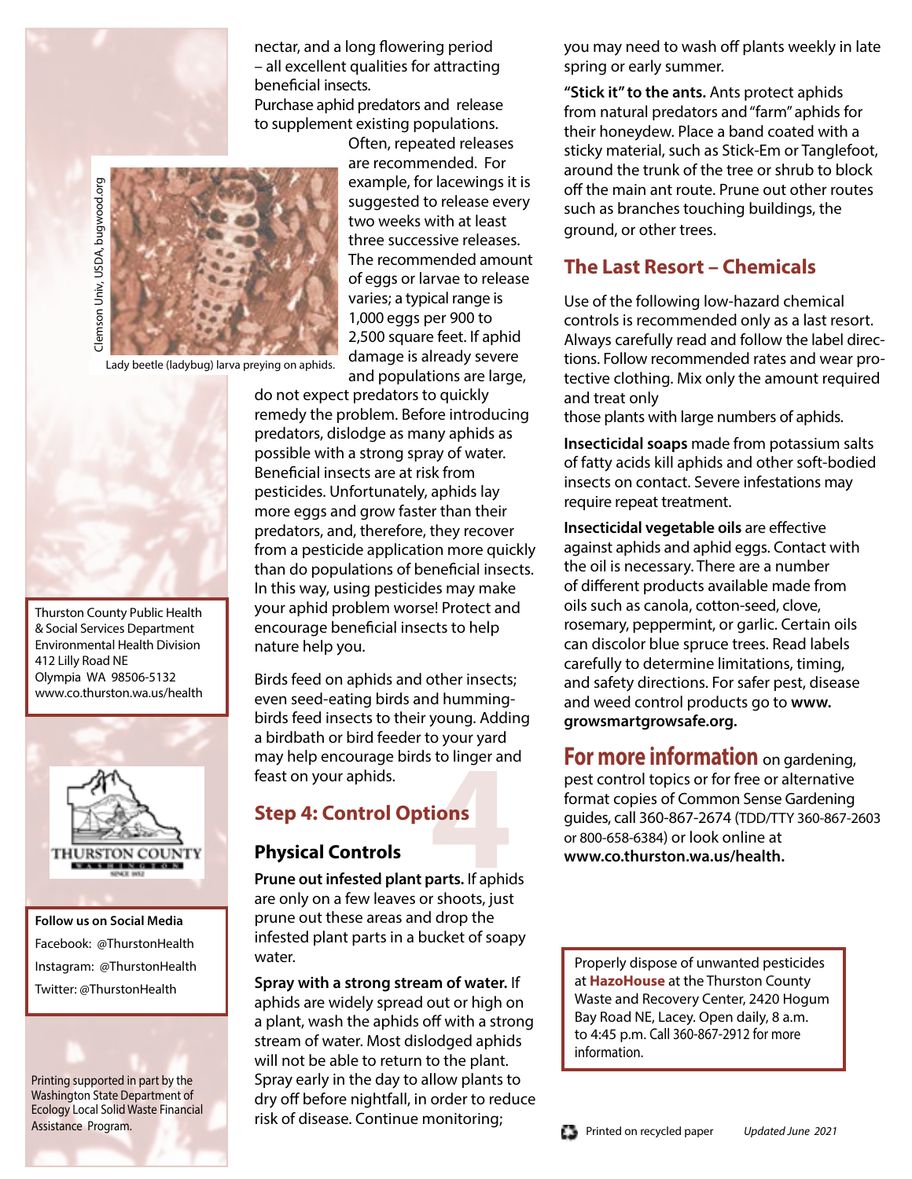nectar, and a long flowering period – all excellent qualities for attracting beneficial insects.

Purchase aphid predators and release to supplement existing populations. Often, repeated releases are recommended. For example, for lacewings it is suggested to release every two weeks with at least three successive releases. The recommended amount of eggs or larvae to release varies; a typical range is 1,000 eggs per 900 to 2,500 square feet. If aphid damage is already severe and populations are large, do not expect predators to quickly remedy the problem. Before introducing predators, dislodge as many aphids as possible with a strong spray of water. Beneficial insects are at risk from pesticides. Unfortunately, aphids lay more eggs and grow faster than their predators, and, therefore, they recover from a pesticide application more quickly than do populations of beneficial insects. In this way, using pesticides may make your aphid problem worse! Protect and encourage beneficial insects to help nature help you.

Clemson Univ, USDA, bugwood.org

Lady beetle (ladybug) larva preying on aphids.

Birds feed on aphids and other insects; even seed-eating birds and humming-birds feed insects to their young. Adding a birdbath or bird feeder to your yard may help encourage birds to linger and feast on your aphids.

## Step 4: Control Options

### Physical Controls

**Prune out infested plant parts.** If aphids are only on a few leaves or shoots, just prune out these areas and drop the infested plant parts in a bucket of soapy water.

**Spray with a strong stream of water.** If aphids are widely spread out or high on a plant, wash the aphids off with a strong stream of water. Most dislodged aphids will not be able to return to the plant. Spray early in the day to allow plants to dry off before nightfall, in order to reduce risk of disease. Continue monitoring; you may need to wash off plants weekly in late spring or early summer.

**"Stick it" to the ants.** Ants protect aphids from natural predators and "farm" aphids for their honeydew. Place a band coated with a sticky material, such as Stick-Em or Tanglefoot, around the trunk of the tree or shrub to block off the main ant route. Prune out other routes such as branches touching buildings, the ground, or other trees.

## The Last Resort – Chemicals

Use of the following low-hazard chemical controls is recommended only as a last resort. Always carefully read and follow the label directions. Follow recommended rates and wear protective clothing. Mix only the amount required and treat only those plants with large numbers of aphids.

**Insecticidal soaps** made from potassium salts of fatty acids kill aphids and other soft-bodied insects on contact. Severe infestations may require repeat treatment.

**Insecticidal vegetable oils** are effective against aphids and aphid eggs. Contact with the oil is necessary. There are a number of different products available made from oils such as canola, cotton-seed, clove, rosemary, peppermint, or garlic. Certain oils can discolor blue spruce trees. Read labels carefully to determine limitations, timing, and safety directions. For safer pest, disease and weed control products go to **www.growsmartgrowsafe.org.**

**For more information** on gardening, pest control topics or for free or alternative format copies of Common Sense Gardening guides, call 360-867-2674 (TDD/TTY 360-867-2603 or 800-658-6384) or look online at **www.co.thurston.wa.us/health.**

Properly dispose of unwanted pesticides at **HazoHouse** at the Thurston County Waste and Recovery Center, 2420 Hogum Bay Road NE, Lacey. Open daily, 8 a.m. to 4:45 p.m. Call 360-867-2912 for more information.

Thurston County Public Health & Social Services Department
Environmental Health Division
412 Lilly Road NE
Olympia WA 98506-5132
www.co.thurston.wa.us/health

THURSTON COUNTY
WASHINGTON
SINCE 1852

**Follow us on Social Media**

Facebook: @ThurstonHealth

Instagram: @ThurstonHealth

Twitter: @ThurstonHealth

Printing supported in part by the Washington State Department of Ecology Local Solid Waste Financial Assistance Program.

Printed on recycled paper

*Updated June 2021*